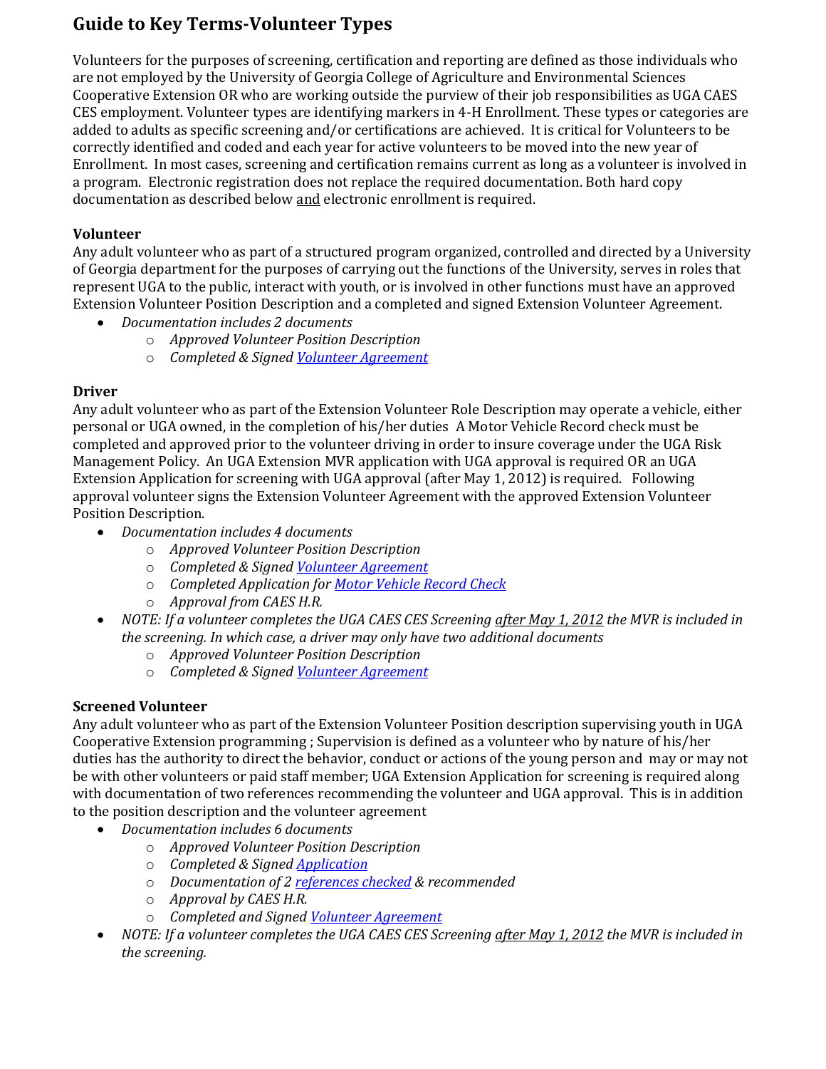# Guide to Key Terms-Volunteer Types

Volunteers for the purposes of screening, certification and reporting are defined as those individuals who are not employed by the University of Georgia College of Agriculture and Environmental Sciences Cooperative Extension OR who are working outside the purview of their job responsibilities as UGA CAES CES employment. Volunteer types are identifying markers in 4-H Enrollment. These types or categories are added to adults as specific screening and/or certifications are achieved. It is critical for Volunteers to be correctly identified and coded and each year for active volunteers to be moved into the new year of Enrollment. In most cases, screening and certification remains current as long as a volunteer is involved in a program. Electronic registration does not replace the required documentation. Both hard copy documentation as described below and electronic enrollment is required.

### Volunteer

Any adult volunteer who as part of a structured program organized, controlled and directed by a University of Georgia department for the purposes of carrying out the functions of the University, serves in roles that represent UGA to the public, interact with youth, or is involved in other functions must have an approved Extension Volunteer Position Description and a completed and signed Extension Volunteer Agreement.

- *Documentation includes 2 documents*
  - *Approved Volunteer Position Description*
  - *Completed & Signed Volunteer Agreement*

### Driver

Any adult volunteer who as part of the Extension Volunteer Role Description may operate a vehicle, either personal or UGA owned, in the completion of his/her duties A Motor Vehicle Record check must be completed and approved prior to the volunteer driving in order to insure coverage under the UGA Risk Management Policy. An UGA Extension MVR application with UGA approval is required OR an UGA Extension Application for screening with UGA approval (after May 1, 2012) is required. Following approval volunteer signs the Extension Volunteer Agreement with the approved Extension Volunteer Position Description.

- *Documentation includes 4 documents*
  - *Approved Volunteer Position Description*
  - *Completed & Signed Volunteer Agreement*
  - *Completed Application for Motor Vehicle Record Check*
  - *Approval from CAES H.R.*
- *NOTE: If a volunteer completes the UGA CAES CES Screening after May 1, 2012 the MVR is included in the screening. In which case, a driver may only have two additional documents*
  - *Approved Volunteer Position Description*
  - *Completed & Signed Volunteer Agreement*

### Screened Volunteer

Any adult volunteer who as part of the Extension Volunteer Position description supervising youth in UGA Cooperative Extension programming ; Supervision is defined as a volunteer who by nature of his/her duties has the authority to direct the behavior, conduct or actions of the young person and may or may not be with other volunteers or paid staff member; UGA Extension Application for screening is required along with documentation of two references recommending the volunteer and UGA approval. This is in addition to the position description and the volunteer agreement

- *Documentation includes 6 documents*
  - *Approved Volunteer Position Description*
  - *Completed & Signed Application*
  - *Documentation of 2 references checked & recommended*
  - *Approval by CAES H.R.*
  - *Completed and Signed Volunteer Agreement*
- *NOTE: If a volunteer completes the UGA CAES CES Screening after May 1, 2012 the MVR is included in the screening.*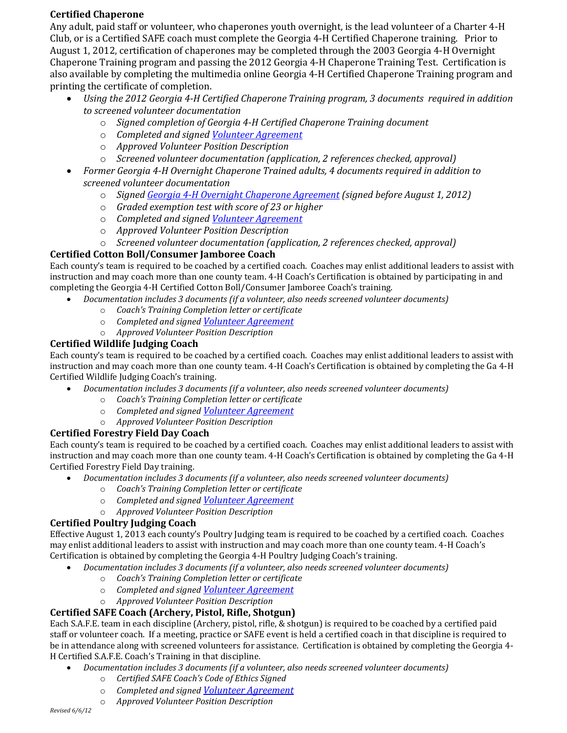### Certified Chaperone

Any adult, paid staff or volunteer, who chaperones youth overnight, is the lead volunteer of a Charter 4-H Club, or is a Certified SAFE coach must complete the Georgia 4-H Certified Chaperone training. Prior to August 1, 2012, certification of chaperones may be completed through the 2003 Georgia 4-H Overnight Chaperone Training program and passing the 2012 Georgia 4-H Chaperone Training Test. Certification is also available by completing the multimedia online Georgia 4-H Certified Chaperone Training program and printing the certificate of completion.

- *Using the 2012 Georgia 4-H Certified Chaperone Training program, 3 documents required in addition to screened volunteer documentation*
  - *Signed completion of Georgia 4-H Certified Chaperone Training document*
  - *Completed and signed Volunteer Agreement*
  - *Approved Volunteer Position Description*
  - *Screened volunteer documentation (application, 2 references checked, approval)*
- *Former Georgia 4-H Overnight Chaperone Trained adults, 4 documents required in addition to screened volunteer documentation*
  - *Signed Georgia 4-H Overnight Chaperone Agreement (signed before August 1, 2012)*
  - *Graded exemption test with score of 23 or higher*
  - *Completed and signed Volunteer Agreement*
  - *Approved Volunteer Position Description*
  - *Screened volunteer documentation (application, 2 references checked, approval)*

### Certified Cotton Boll/Consumer Jamboree Coach

Each county's team is required to be coached by a certified coach. Coaches may enlist additional leaders to assist with instruction and may coach more than one county team. 4-H Coach's Certification is obtained by participating in and completing the Georgia 4-H Certified Cotton Boll/Consumer Jamboree Coach's training.

- *Documentation includes 3 documents (if a volunteer, also needs screened volunteer documents)*
  - *Coach's Training Completion letter or certificate*
  - *Completed and signed Volunteer Agreement*
  - *Approved Volunteer Position Description*

### Certified Wildlife Judging Coach

Each county's team is required to be coached by a certified coach. Coaches may enlist additional leaders to assist with instruction and may coach more than one county team. 4-H Coach's Certification is obtained by completing the Ga 4-H Certified Wildlife Judging Coach's training.

- *Documentation includes 3 documents (if a volunteer, also needs screened volunteer documents)*
  - *Coach's Training Completion letter or certificate*
  - *Completed and signed Volunteer Agreement*
  - *Approved Volunteer Position Description*

### Certified Forestry Field Day Coach

Each county's team is required to be coached by a certified coach. Coaches may enlist additional leaders to assist with instruction and may coach more than one county team. 4-H Coach's Certification is obtained by completing the Ga 4-H Certified Forestry Field Day training.

- *Documentation includes 3 documents (if a volunteer, also needs screened volunteer documents)*
  - *Coach's Training Completion letter or certificate*
  - *Completed and signed Volunteer Agreement*
  - *Approved Volunteer Position Description*

### Certified Poultry Judging Coach

Effective August 1, 2013 each county's Poultry Judging team is required to be coached by a certified coach. Coaches may enlist additional leaders to assist with instruction and may coach more than one county team. 4-H Coach's Certification is obtained by completing the Georgia 4-H Poultry Judging Coach's training.

- *Documentation includes 3 documents (if a volunteer, also needs screened volunteer documents)*
  - *Coach's Training Completion letter or certificate*
  - *Completed and signed Volunteer Agreement*
  - *Approved Volunteer Position Description*

### Certified SAFE Coach (Archery, Pistol, Rifle, Shotgun)

Each S.A.F.E. team in each discipline (Archery, pistol, rifle, & shotgun) is required to be coached by a certified paid staff or volunteer coach. If a meeting, practice or SAFE event is held a certified coach in that discipline is required to be in attendance along with screened volunteers for assistance. Certification is obtained by completing the Georgia 4-H Certified S.A.F.E. Coach's Training in that discipline.

- *Documentation includes 3 documents (if a volunteer, also needs screened volunteer documents)*
  - *Certified SAFE Coach's Code of Ethics Signed*
  - *Completed and signed Volunteer Agreement*
  - *Approved Volunteer Position Description*

*Revised 6/6/12*